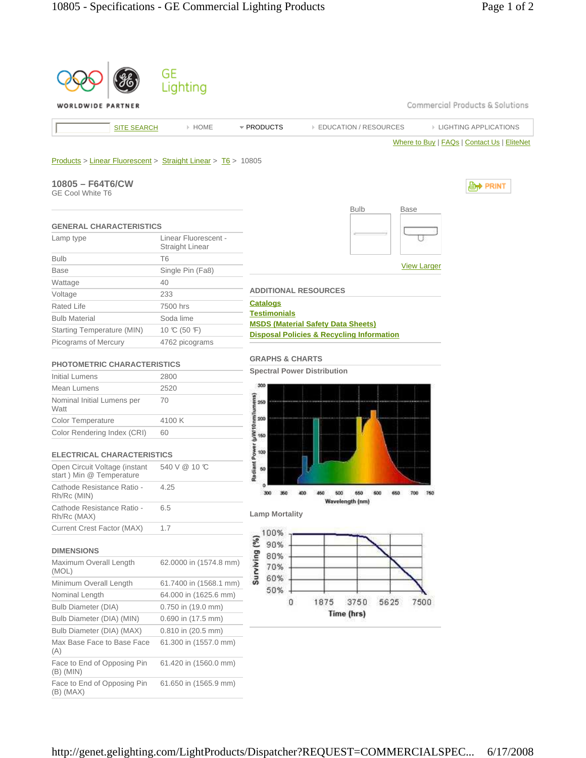GE Lighting

WORLDWIDE PARTNER

Commercial Products & Solutions

SITE SEARCH | HOME | PRODUCTS | EDUCATION / RESOURCES | LIGHTING APPLICATIONS

Where to Buy | FAQs | Contact Us | EliteNet

Products > Linear Fluorescent > Straight Linear > T6 > 10805

## 10805 – F64T6/CW

GE Cool White T6

PRINT

### GENERAL CHARACTERISTICS

| | |
|---|---|
| Lamp type | Linear Fluorescent - Straight Linear |
| Bulb | T6 |
| Base | Single Pin (Fa8) |
| Wattage | 40 |
| Voltage | 233 |
| Rated Life | 7500 hrs |
| Bulb Material | Soda lime |
| Starting Temperature (MIN) | 10 ℃ (50 ℉) |
| Picograms of Mercury | 4762 picograms |

### PHOTOMETRIC CHARACTERISTICS

| | |
|---|---|
| Initial Lumens | 2800 |
| Mean Lumens | 2520 |
| Nominal Initial Lumens per Watt | 70 |
| Color Temperature | 4100 K |
| Color Rendering Index (CRI) | 60 |

### ELECTRICAL CHARACTERISTICS

| | |
|---|---|
| Open Circuit Voltage (instant start ) Min @ Temperature | 540 V @ 10 ℃ |
| Cathode Resistance Ratio - Rh/Rc (MIN) | 4.25 |
| Cathode Resistance Ratio - Rh/Rc (MAX) | 6.5 |
| Current Crest Factor (MAX) | 1.7 |

### DIMENSIONS

| | |
|---|---|
| Maximum Overall Length (MOL) | 62.0000 in (1574.8 mm) |
| Minimum Overall Length | 61.7400 in (1568.1 mm) |
| Nominal Length | 64.000 in (1625.6 mm) |
| Bulb Diameter (DIA) | 0.750 in (19.0 mm) |
| Bulb Diameter (DIA) (MIN) | 0.690 in (17.5 mm) |
| Bulb Diameter (DIA) (MAX) | 0.810 in (20.5 mm) |
| Max Base Face to Base Face (A) | 61.300 in (1557.0 mm) |
| Face to End of Opposing Pin (B) (MIN) | 61.420 in (1560.0 mm) |
| Face to End of Opposing Pin (B) (MAX) | 61.650 in (1565.9 mm) |

Bulb | Base

View Larger

### ADDITIONAL RESOURCES

- Catalogs
- Testimonials
- MSDS (Material Safety Data Sheets)
- Disposal Policies & Recycling Information

### GRAPHS & CHARTS

**Spectral Power Distribution**

Radiant Power (µW/10nm/lumens) vs. Wavelength (nm)

**Lamp Mortality**

Surviving (%) vs. Time (hrs)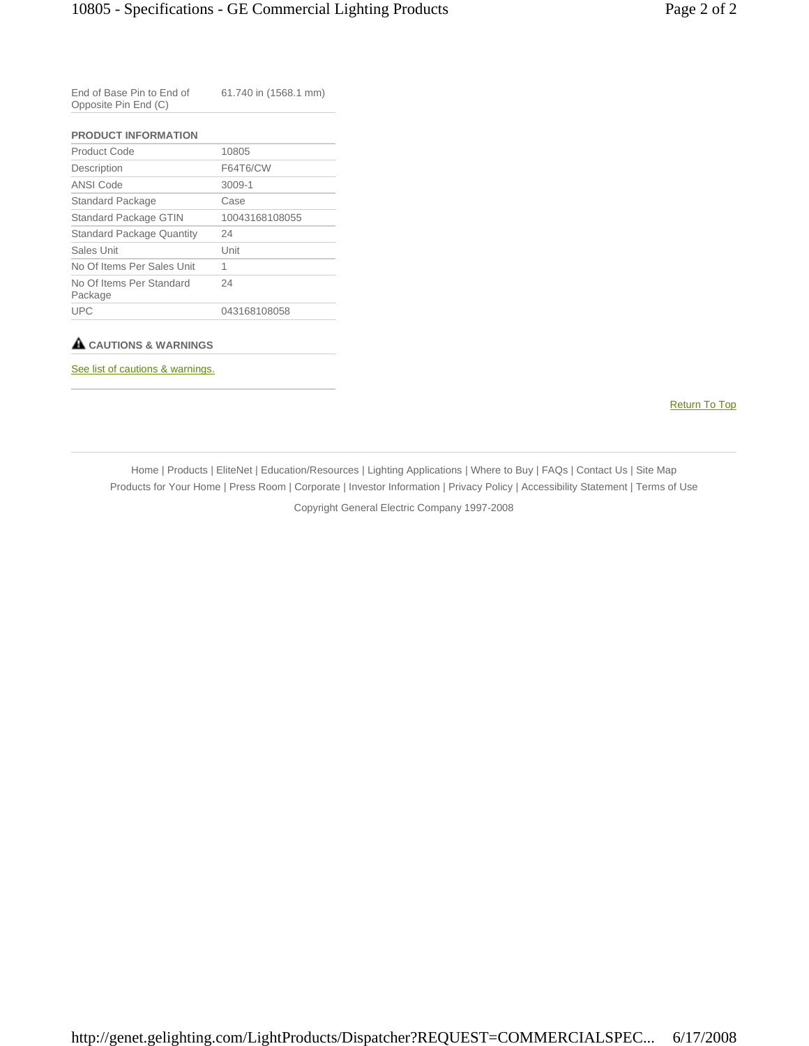| | |
|---|---|
| End of Base Pin to End of Opposite Pin End (C) | 61.740 in (1568.1 mm) |

**PRODUCT INFORMATION**

| | |
|---|---|
| Product Code | 10805 |
| Description | F64T6/CW |
| ANSI Code | 3009-1 |
| Standard Package | Case |
| Standard Package GTIN | 10043168108055 |
| Standard Package Quantity | 24 |
| Sales Unit | Unit |
| No Of Items Per Sales Unit | 1 |
| No Of Items Per Standard Package | 24 |
| UPC | 043168108058 |

**CAUTIONS & WARNINGS**

See list of cautions & warnings.

Return To Top

Home | Products | EliteNet | Education/Resources | Lighting Applications | Where to Buy | FAQs | Contact Us | Site Map
Products for Your Home | Press Room | Corporate | Investor Information | Privacy Policy | Accessibility Statement | Terms of Use

Copyright General Electric Company 1997-2008